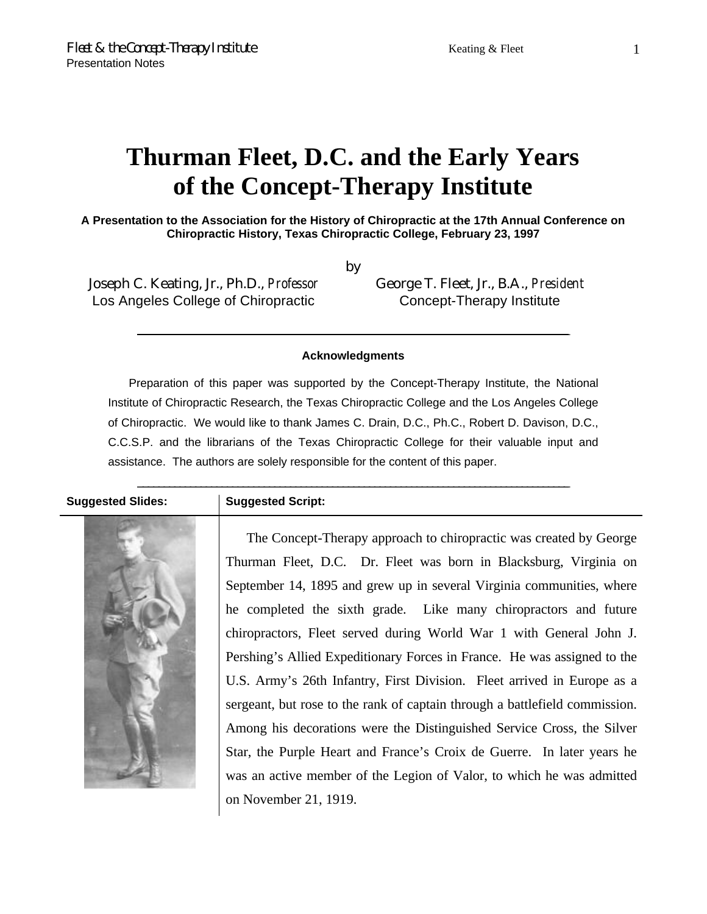# Thurman Fleet, D.C. and the Early Years of the Concept-Therapy Institute

**A Presentation to the Association for the History of Chiropractic at the 17th Annual Conference on Chiropractic History, Texas Chiropractic College, February 23, 1997**

by

Joseph C. Keating, Jr., Ph.D., *Professor*
Los Angeles College of Chiropractic

George T. Fleet, Jr., B.A., *President*
Concept-Therapy Institute

---

**Acknowledgments**

Preparation of this paper was supported by the Concept-Therapy Institute, the National Institute of Chiropractic Research, the Texas Chiropractic College and the Los Angeles College of Chiropractic. We would like to thank James C. Drain, D.C., Ph.C., Robert D. Davison, D.C., C.C.S.P. and the librarians of the Texas Chiropractic College for their valuable input and assistance. The authors are solely responsible for the content of this paper.

---

**Suggested Slides:** | **Suggested Script:**

The Concept-Therapy approach to chiropractic was created by George Thurman Fleet, D.C. Dr. Fleet was born in Blacksburg, Virginia on September 14, 1895 and grew up in several Virginia communities, where he completed the sixth grade. Like many chiropractors and future chiropractors, Fleet served during World War 1 with General John J. Pershing's Allied Expeditionary Forces in France. He was assigned to the U.S. Army's 26th Infantry, First Division. Fleet arrived in Europe as a sergeant, but rose to the rank of captain through a battlefield commission. Among his decorations were the Distinguished Service Cross, the Silver Star, the Purple Heart and France's Croix de Guerre. In later years he was an active member of the Legion of Valor, to which he was admitted on November 21, 1919.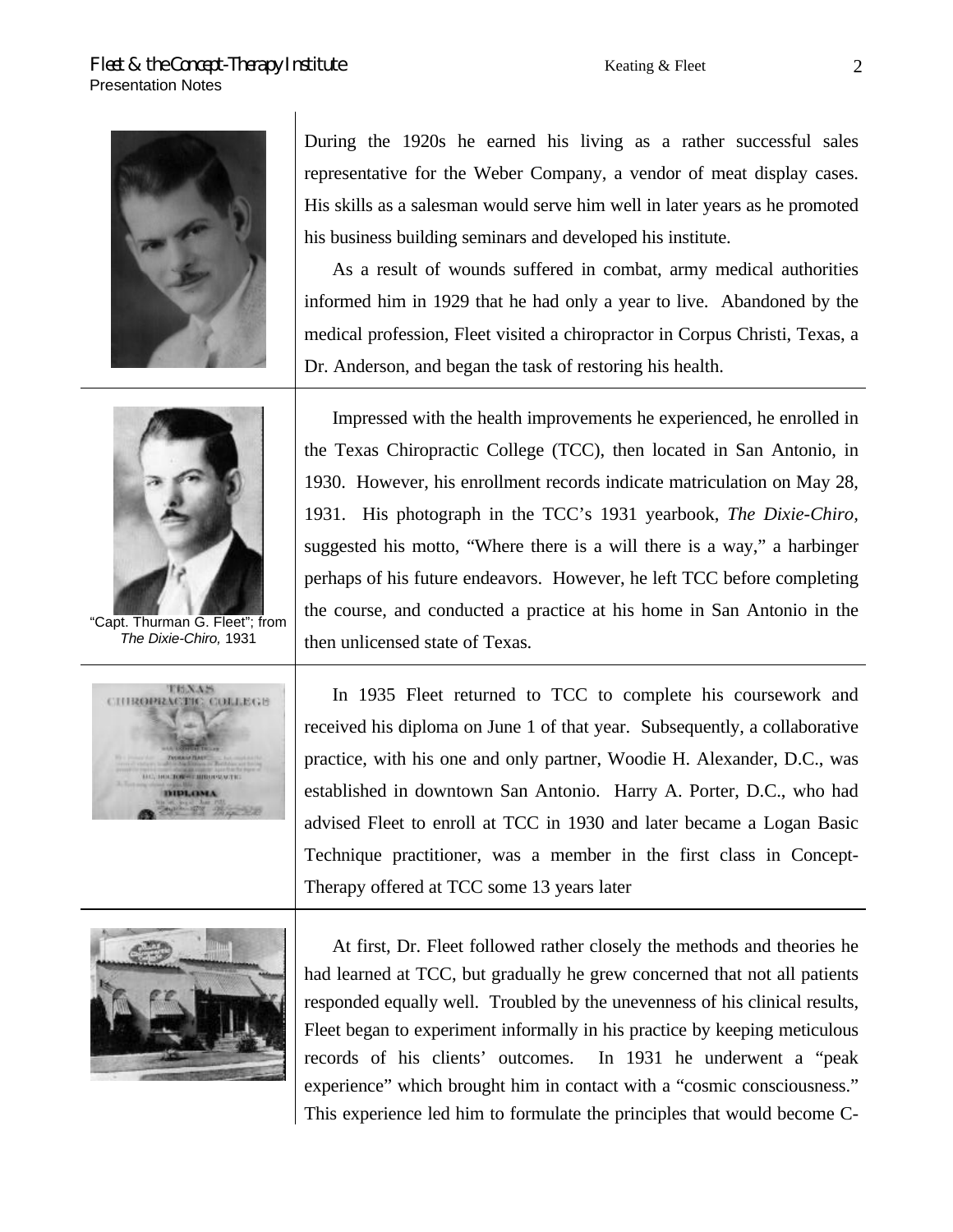During the 1920s he earned his living as a rather successful sales representative for the Weber Company, a vendor of meat display cases. His skills as a salesman would serve him well in later years as he promoted his business building seminars and developed his institute.

As a result of wounds suffered in combat, army medical authorities informed him in 1929 that he had only a year to live. Abandoned by the medical profession, Fleet visited a chiropractor in Corpus Christi, Texas, a Dr. Anderson, and began the task of restoring his health.

"Capt. Thurman G. Fleet"; from *The Dixie-Chiro,* 1931

Impressed with the health improvements he experienced, he enrolled in the Texas Chiropractic College (TCC), then located in San Antonio, in 1930. However, his enrollment records indicate matriculation on May 28, 1931. His photograph in the TCC's 1931 yearbook, *The Dixie-Chiro,* suggested his motto, "Where there is a will there is a way," a harbinger perhaps of his future endeavors. However, he left TCC before completing the course, and conducted a practice at his home in San Antonio in the then unlicensed state of Texas.

In 1935 Fleet returned to TCC to complete his coursework and received his diploma on June 1 of that year. Subsequently, a collaborative practice, with his one and only partner, Woodie H. Alexander, D.C., was established in downtown San Antonio. Harry A. Porter, D.C., who had advised Fleet to enroll at TCC in 1930 and later became a Logan Basic Technique practitioner, was a member in the first class in Concept-Therapy offered at TCC some 13 years later

At first, Dr. Fleet followed rather closely the methods and theories he had learned at TCC, but gradually he grew concerned that not all patients responded equally well. Troubled by the unevenness of his clinical results, Fleet began to experiment informally in his practice by keeping meticulous records of his clients' outcomes. In 1931 he underwent a "peak experience" which brought him in contact with a "cosmic consciousness." This experience led him to formulate the principles that would become C-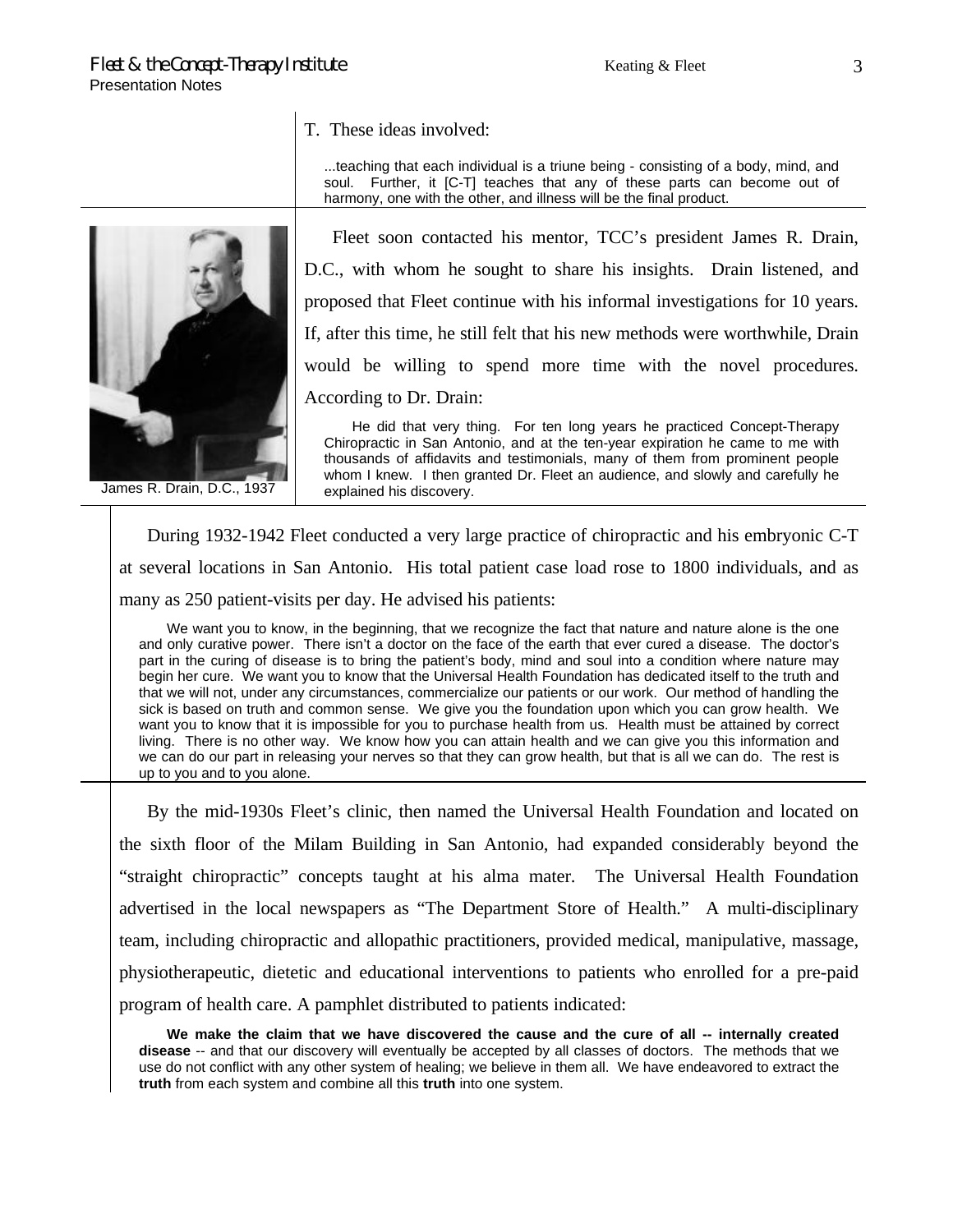T. These ideas involved:

> ...teaching that each individual is a triune being - consisting of a body, mind, and soul. Further, it [C-T] teaches that any of these parts can become out of harmony, one with the other, and illness will be the final product.

James R. Drain, D.C., 1937

Fleet soon contacted his mentor, TCC's president James R. Drain, D.C., with whom he sought to share his insights. Drain listened, and proposed that Fleet continue with his informal investigations for 10 years. If, after this time, he still felt that his new methods were worthwhile, Drain would be willing to spend more time with the novel procedures. According to Dr. Drain:

> He did that very thing. For ten long years he practiced Concept-Therapy Chiropractic in San Antonio, and at the ten-year expiration he came to me with thousands of affidavits and testimonials, many of them from prominent people whom I knew. I then granted Dr. Fleet an audience, and slowly and carefully he explained his discovery.

During 1932-1942 Fleet conducted a very large practice of chiropractic and his embryonic C-T at several locations in San Antonio. His total patient case load rose to 1800 individuals, and as many as 250 patient-visits per day. He advised his patients:

> We want you to know, in the beginning, that we recognize the fact that nature and nature alone is the one and only curative power. There isn't a doctor on the face of the earth that ever cured a disease. The doctor's part in the curing of disease is to bring the patient's body, mind and soul into a condition where nature may begin her cure. We want you to know that the Universal Health Foundation has dedicated itself to the truth and that we will not, under any circumstances, commercialize our patients or our work. Our method of handling the sick is based on truth and common sense. We give you the foundation upon which you can grow health. We want you to know that it is impossible for you to purchase health from us. Health must be attained by correct living. There is no other way. We know how you can attain health and we can give you this information and we can do our part in releasing your nerves so that they can grow health, but that is all we can do. The rest is up to you and to you alone.

By the mid-1930s Fleet's clinic, then named the Universal Health Foundation and located on the sixth floor of the Milam Building in San Antonio, had expanded considerably beyond the "straight chiropractic" concepts taught at his alma mater. The Universal Health Foundation advertised in the local newspapers as "The Department Store of Health." A multi-disciplinary team, including chiropractic and allopathic practitioners, provided medical, manipulative, massage, physiotherapeutic, dietetic and educational interventions to patients who enrolled for a pre-paid program of health care. A pamphlet distributed to patients indicated:

> **We make the claim that we have discovered the cause and the cure of all -- internally created disease** -- and that our discovery will eventually be accepted by all classes of doctors. The methods that we use do not conflict with any other system of healing; we believe in them all. We have endeavored to extract the **truth** from each system and combine all this **truth** into one system.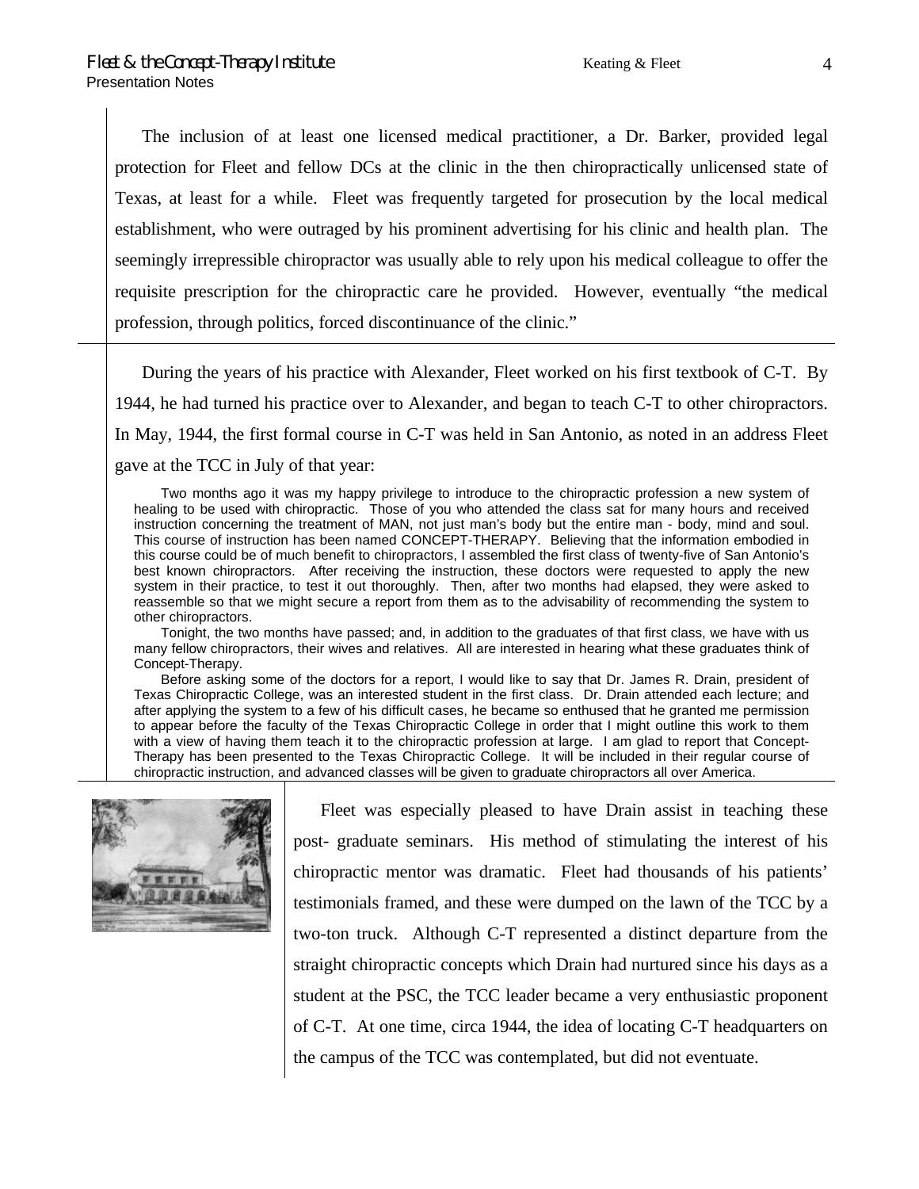The inclusion of at least one licensed medical practitioner, a Dr. Barker, provided legal protection for Fleet and fellow DCs at the clinic in the then chiropractically unlicensed state of Texas, at least for a while. Fleet was frequently targeted for prosecution by the local medical establishment, who were outraged by his prominent advertising for his clinic and health plan. The seemingly irrepressible chiropractor was usually able to rely upon his medical colleague to offer the requisite prescription for the chiropractic care he provided. However, eventually "the medical profession, through politics, forced discontinuance of the clinic."

During the years of his practice with Alexander, Fleet worked on his first textbook of C-T. By 1944, he had turned his practice over to Alexander, and began to teach C-T to other chiropractors. In May, 1944, the first formal course in C-T was held in San Antonio, as noted in an address Fleet gave at the TCC in July of that year:

> Two months ago it was my happy privilege to introduce to the chiropractic profession a new system of healing to be used with chiropractic. Those of you who attended the class sat for many hours and received instruction concerning the treatment of MAN, not just man's body but the entire man - body, mind and soul. This course of instruction has been named CONCEPT-THERAPY. Believing that the information embodied in this course could be of much benefit to chiropractors, I assembled the first class of twenty-five of San Antonio's best known chiropractors. After receiving the instruction, these doctors were requested to apply the new system in their practice, to test it out thoroughly. Then, after two months had elapsed, they were asked to reassemble so that we might secure a report from them as to the advisability of recommending the system to other chiropractors.
>
> Tonight, the two months have passed; and, in addition to the graduates of that first class, we have with us many fellow chiropractors, their wives and relatives. All are interested in hearing what these graduates think of Concept-Therapy.
>
> Before asking some of the doctors for a report, I would like to say that Dr. James R. Drain, president of Texas Chiropractic College, was an interested student in the first class. Dr. Drain attended each lecture; and after applying the system to a few of his difficult cases, he became so enthused that he granted me permission to appear before the faculty of the Texas Chiropractic College in order that I might outline this work to them with a view of having them teach it to the chiropractic profession at large. I am glad to report that Concept-Therapy has been presented to the Texas Chiropractic College. It will be included in their regular course of chiropractic instruction, and advanced classes will be given to graduate chiropractors all over America.

Fleet was especially pleased to have Drain assist in teaching these post- graduate seminars. His method of stimulating the interest of his chiropractic mentor was dramatic. Fleet had thousands of his patients' testimonials framed, and these were dumped on the lawn of the TCC by a two-ton truck. Although C-T represented a distinct departure from the straight chiropractic concepts which Drain had nurtured since his days as a student at the PSC, the TCC leader became a very enthusiastic proponent of C-T. At one time, circa 1944, the idea of locating C-T headquarters on the campus of the TCC was contemplated, but did not eventuate.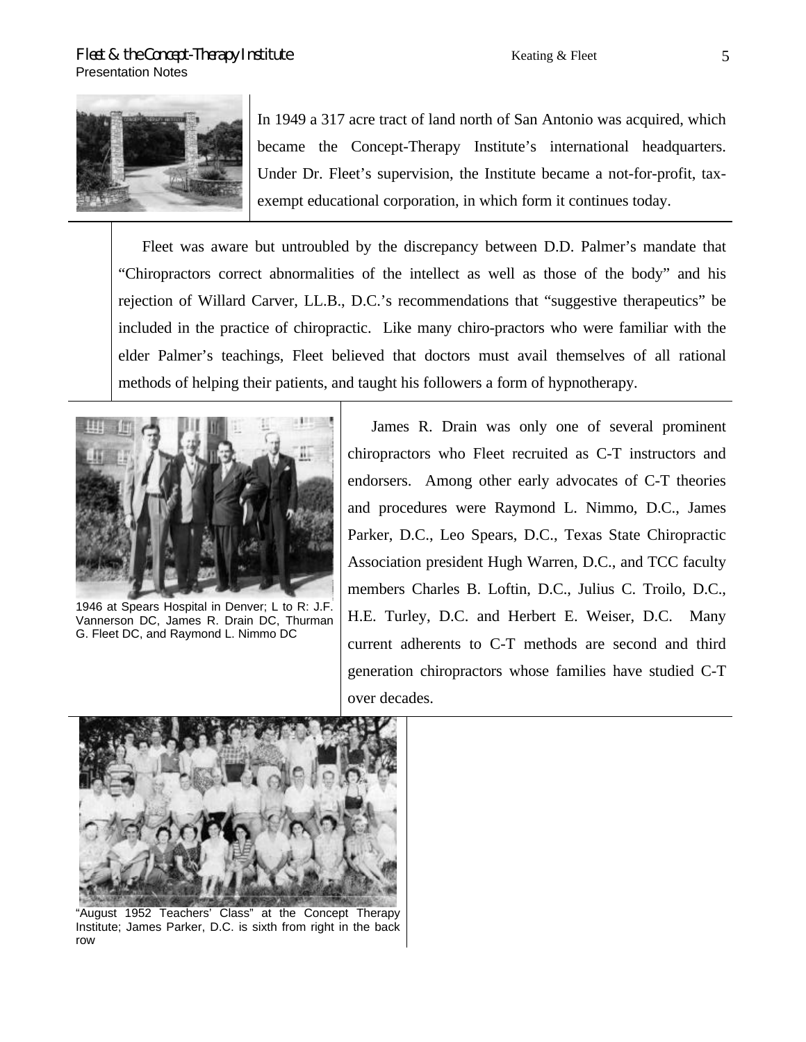In 1949 a 317 acre tract of land north of San Antonio was acquired, which became the Concept-Therapy Institute's international headquarters. Under Dr. Fleet's supervision, the Institute became a not-for-profit, tax-exempt educational corporation, in which form it continues today.

Fleet was aware but untroubled by the discrepancy between D.D. Palmer's mandate that "Chiropractors correct abnormalities of the intellect as well as those of the body" and his rejection of Willard Carver, LL.B., D.C.'s recommendations that "suggestive therapeutics" be included in the practice of chiropractic. Like many chiro-practors who were familiar with the elder Palmer's teachings, Fleet believed that doctors must avail themselves of all rational methods of helping their patients, and taught his followers a form of hypnotherapy.

1946 at Spears Hospital in Denver; L to R: J.F. Vannerson DC, James R. Drain DC, Thurman G. Fleet DC, and Raymond L. Nimmo DC

James R. Drain was only one of several prominent chiropractors who Fleet recruited as C-T instructors and endorsers. Among other early advocates of C-T theories and procedures were Raymond L. Nimmo, D.C., James Parker, D.C., Leo Spears, D.C., Texas State Chiropractic Association president Hugh Warren, D.C., and TCC faculty members Charles B. Loftin, D.C., Julius C. Troilo, D.C., H.E. Turley, D.C. and Herbert E. Weiser, D.C. Many current adherents to C-T methods are second and third generation chiropractors whose families have studied C-T over decades.

"August 1952 Teachers' Class" at the Concept Therapy Institute; James Parker, D.C. is sixth from right in the back row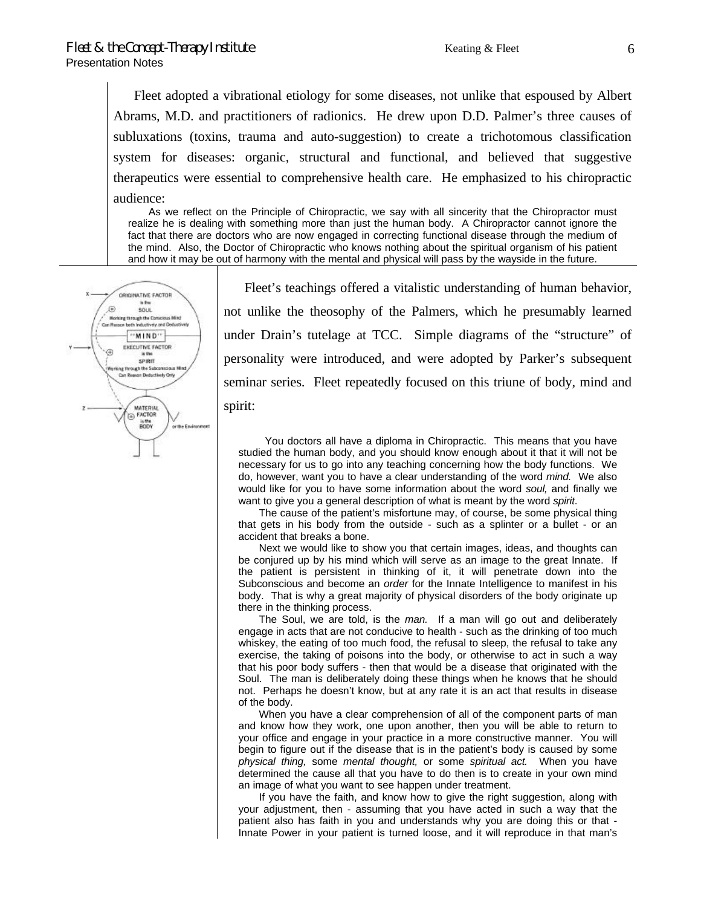Fleet adopted a vibrational etiology for some diseases, not unlike that espoused by Albert Abrams, M.D. and practitioners of radionics. He drew upon D.D. Palmer's three causes of subluxations (toxins, trauma and auto-suggestion) to create a trichotomous classification system for diseases: organic, structural and functional, and believed that suggestive therapeutics were essential to comprehensive health care. He emphasized to his chiropractic audience:

> As we reflect on the Principle of Chiropractic, we say with all sincerity that the Chiropractor must realize he is dealing with something more than just the human body. A Chiropractor cannot ignore the fact that there are doctors who are now engaged in correcting functional disease through the medium of the mind. Also, the Doctor of Chiropractic who knows nothing about the spiritual organism of his patient and how it may be out of harmony with the mental and physical will pass by the wayside in the future.

Fleet's teachings offered a vitalistic understanding of human behavior, not unlike the theosophy of the Palmers, which he presumably learned under Drain's tutelage at TCC. Simple diagrams of the "structure" of personality were introduced, and were adopted by Parker's subsequent seminar series. Fleet repeatedly focused on this triune of body, mind and spirit:

> You doctors all have a diploma in Chiropractic. This means that you have studied the human body, and you should know enough about it that it will not be necessary for us to go into any teaching concerning how the body functions. We do, however, want you to have a clear understanding of the word *mind.* We also would like for you to have some information about the word *soul,* and finally we want to give you a general description of what is meant by the word *spirit*.
>
> The cause of the patient's misfortune may, of course, be some physical thing that gets in his body from the outside - such as a splinter or a bullet - or an accident that breaks a bone.
>
> Next we would like to show you that certain images, ideas, and thoughts can be conjured up by his mind which will serve as an image to the great Innate. If the patient is persistent in thinking of it, it will penetrate down into the Subconscious and become an *order* for the Innate Intelligence to manifest in his body. That is why a great majority of physical disorders of the body originate up there in the thinking process.
>
> The Soul, we are told, is the *man.* If a man will go out and deliberately engage in acts that are not conducive to health - such as the drinking of too much whiskey, the eating of too much food, the refusal to sleep, the refusal to take any exercise, the taking of poisons into the body, or otherwise to act in such a way that his poor body suffers - then that would be a disease that originated with the Soul. The man is deliberately doing these things when he knows that he should not. Perhaps he doesn't know, but at any rate it is an act that results in disease of the body.
>
> When you have a clear comprehension of all of the component parts of man and know how they work, one upon another, then you will be able to return to your office and engage in your practice in a more constructive manner. You will begin to figure out if the disease that is in the patient's body is caused by some *physical thing,* some *mental thought,* or some *spiritual act.* When you have determined the cause all that you have to do then is to create in your own mind an image of what you want to see happen under treatment.
>
> If you have the faith, and know how to give the right suggestion, along with your adjustment, then - assuming that you have acted in such a way that the patient also has faith in you and understands why you are doing this or that - Innate Power in your patient is turned loose, and it will reproduce in that man's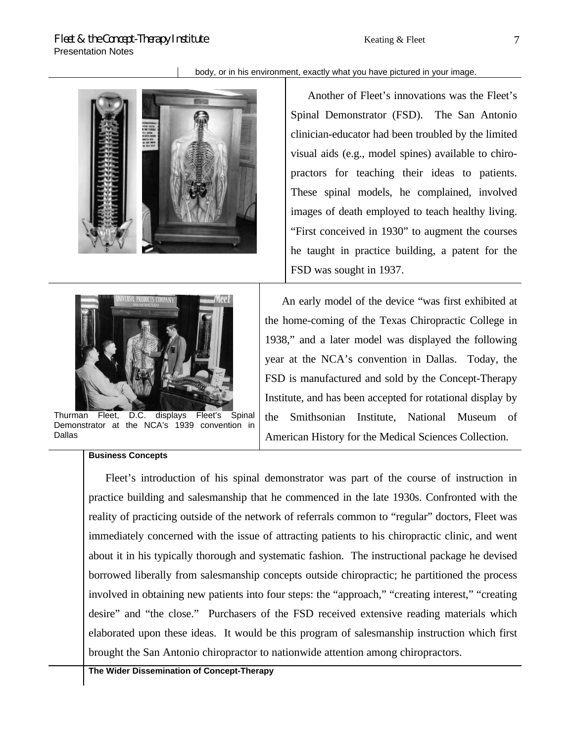body, or in his environment, exactly what you have pictured in your image.

Another of Fleet's innovations was the Fleet's Spinal Demonstrator (FSD). The San Antonio clinician-educator had been troubled by the limited visual aids (e.g., model spines) available to chiropractors for teaching their ideas to patients. These spinal models, he complained, involved images of death employed to teach healthy living. "First conceived in 1930" to augment the courses he taught in practice building, a patent for the FSD was sought in 1937.

Thurman Fleet, D.C. displays Fleet's Spinal Demonstrator at the NCA's 1939 convention in Dallas

An early model of the device "was first exhibited at the home-coming of the Texas Chiropractic College in 1938," and a later model was displayed the following year at the NCA's convention in Dallas. Today, the FSD is manufactured and sold by the Concept-Therapy Institute, and has been accepted for rotational display by the Smithsonian Institute, National Museum of American History for the Medical Sciences Collection.

**Business Concepts**

Fleet's introduction of his spinal demonstrator was part of the course of instruction in practice building and salesmanship that he commenced in the late 1930s. Confronted with the reality of practicing outside of the network of referrals common to "regular" doctors, Fleet was immediately concerned with the issue of attracting patients to his chiropractic clinic, and went about it in his typically thorough and systematic fashion. The instructional package he devised borrowed liberally from salesmanship concepts outside chiropractic; he partitioned the process involved in obtaining new patients into four steps: the "approach," "creating interest," "creating desire" and "the close." Purchasers of the FSD received extensive reading materials which elaborated upon these ideas. It would be this program of salesmanship instruction which first brought the San Antonio chiropractor to nationwide attention among chiropractors.

**The Wider Dissemination of Concept-Therapy**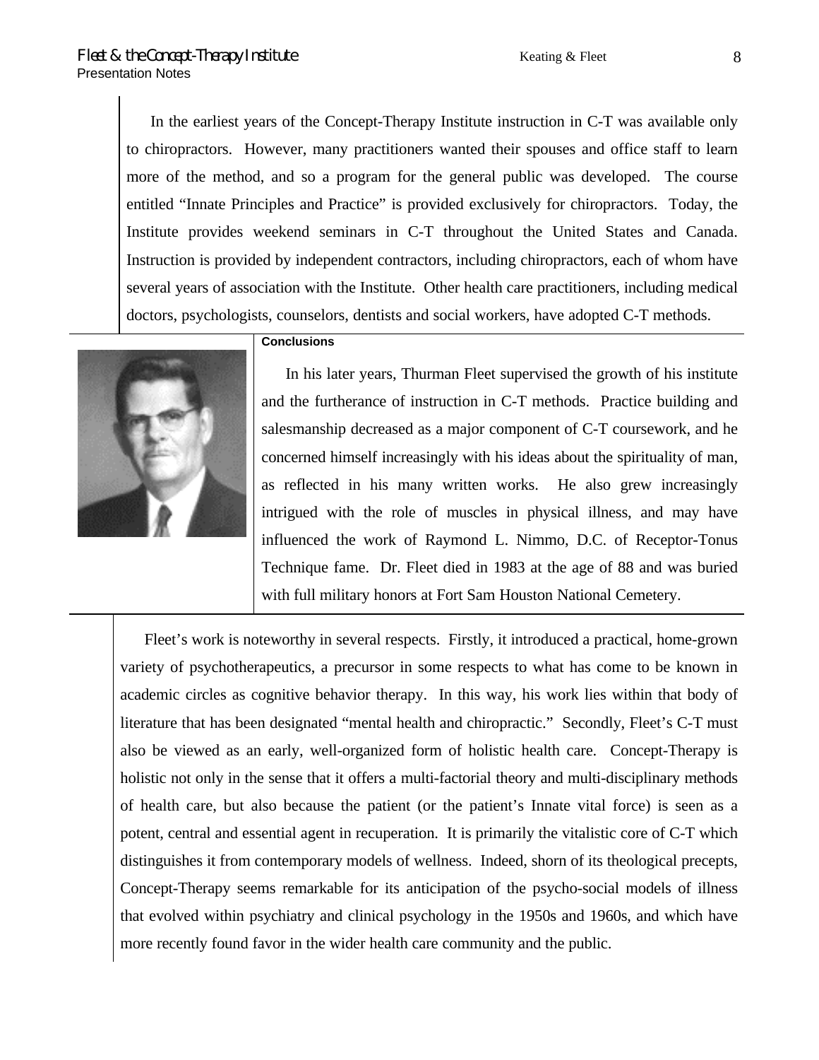In the earliest years of the Concept-Therapy Institute instruction in C-T was available only to chiropractors. However, many practitioners wanted their spouses and office staff to learn more of the method, and so a program for the general public was developed. The course entitled "Innate Principles and Practice" is provided exclusively for chiropractors. Today, the Institute provides weekend seminars in C-T throughout the United States and Canada. Instruction is provided by independent contractors, including chiropractors, each of whom have several years of association with the Institute. Other health care practitioners, including medical doctors, psychologists, counselors, dentists and social workers, have adopted C-T methods.

**Conclusions**

In his later years, Thurman Fleet supervised the growth of his institute and the furtherance of instruction in C-T methods. Practice building and salesmanship decreased as a major component of C-T coursework, and he concerned himself increasingly with his ideas about the spirituality of man, as reflected in his many written works. He also grew increasingly intrigued with the role of muscles in physical illness, and may have influenced the work of Raymond L. Nimmo, D.C. of Receptor-Tonus Technique fame. Dr. Fleet died in 1983 at the age of 88 and was buried with full military honors at Fort Sam Houston National Cemetery.

Fleet's work is noteworthy in several respects. Firstly, it introduced a practical, home-grown variety of psychotherapeutics, a precursor in some respects to what has come to be known in academic circles as cognitive behavior therapy. In this way, his work lies within that body of literature that has been designated "mental health and chiropractic." Secondly, Fleet's C-T must also be viewed as an early, well-organized form of holistic health care. Concept-Therapy is holistic not only in the sense that it offers a multi-factorial theory and multi-disciplinary methods of health care, but also because the patient (or the patient's Innate vital force) is seen as a potent, central and essential agent in recuperation. It is primarily the vitalistic core of C-T which distinguishes it from contemporary models of wellness. Indeed, shorn of its theological precepts, Concept-Therapy seems remarkable for its anticipation of the psycho-social models of illness that evolved within psychiatry and clinical psychology in the 1950s and 1960s, and which have more recently found favor in the wider health care community and the public.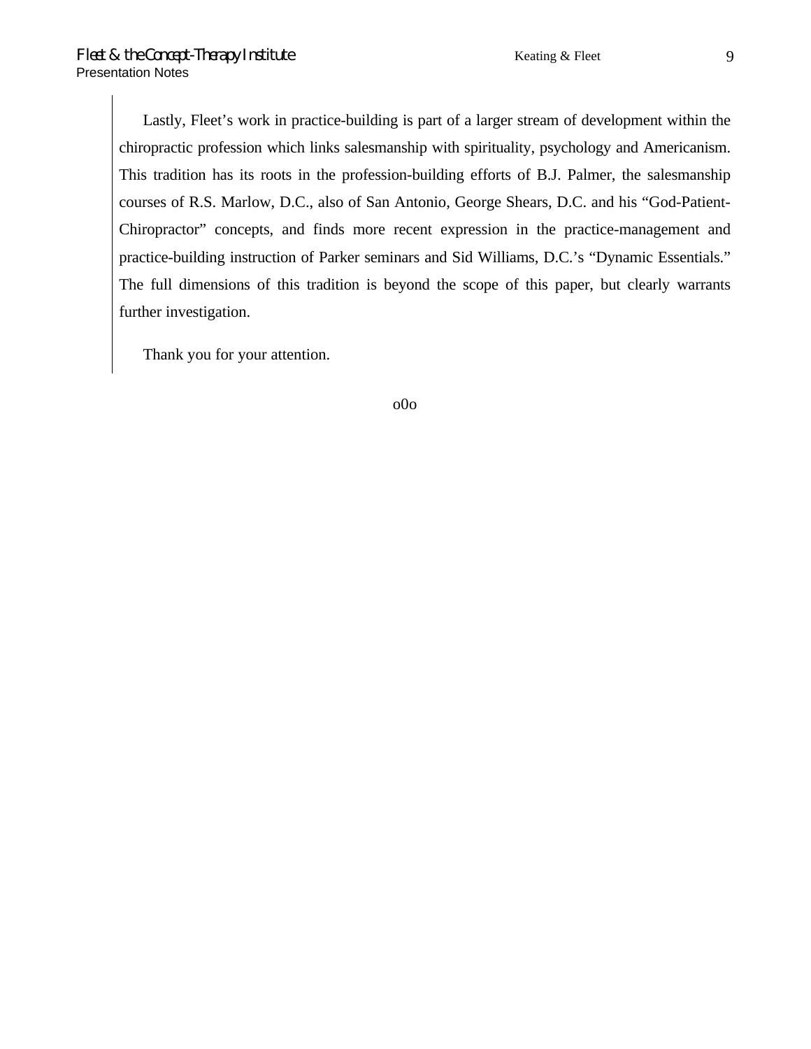Lastly, Fleet’s work in practice-building is part of a larger stream of development within the chiropractic profession which links salesmanship with spirituality, psychology and Americanism. This tradition has its roots in the profession-building efforts of B.J. Palmer, the salesmanship courses of R.S. Marlow, D.C., also of San Antonio, George Shears, D.C. and his “God-Patient-Chiropractor” concepts, and finds more recent expression in the practice-management and practice-building instruction of Parker seminars and Sid Williams, D.C.’s “Dynamic Essentials.” The full dimensions of this tradition is beyond the scope of this paper, but clearly warrants further investigation.

Thank you for your attention.

o0o